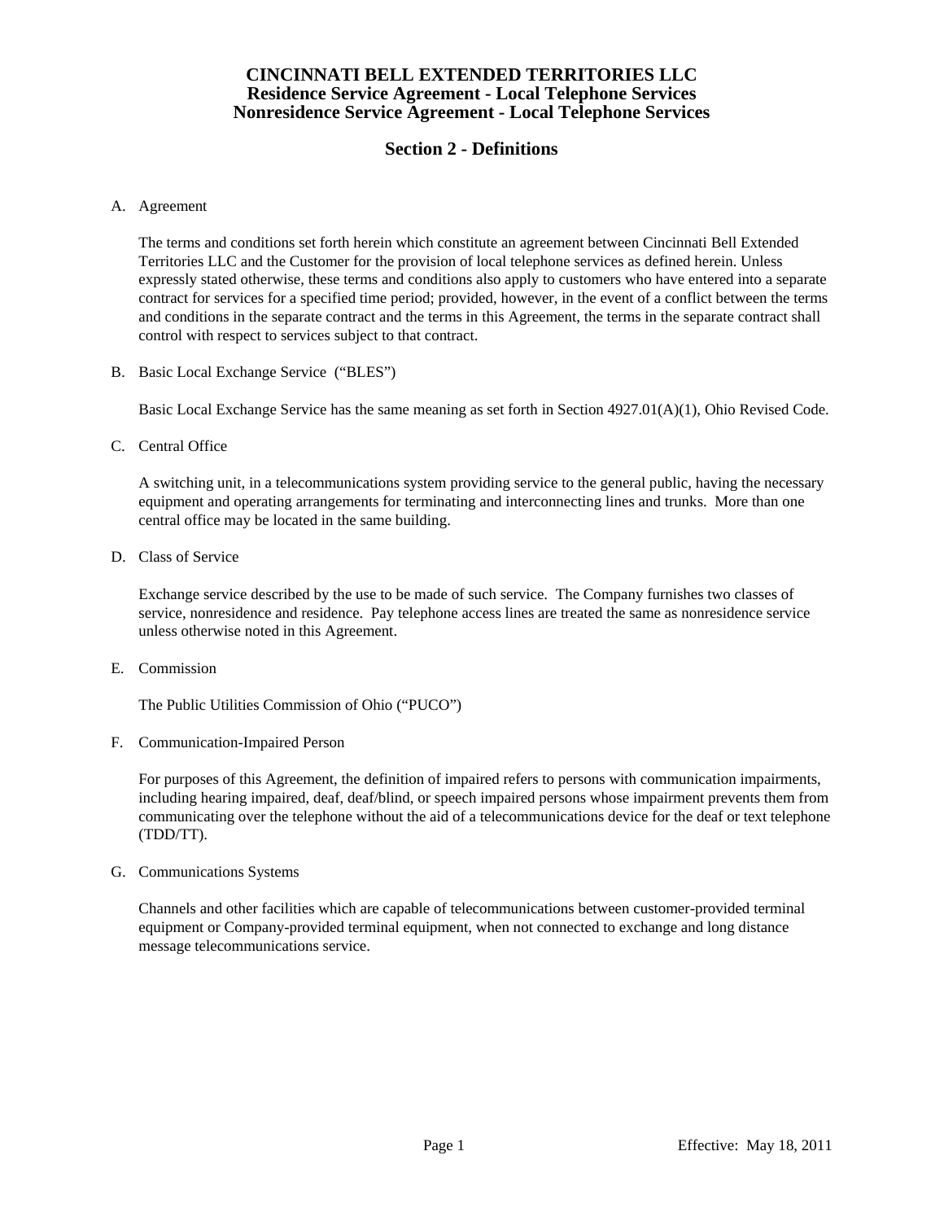# CINCINNATI BELL EXTENDED TERRITORIES LLC
## Residence Service Agreement - Local Telephone Services
## Nonresidence Service Agreement - Local Telephone Services

## Section 2 - Definitions

A. Agreement

The terms and conditions set forth herein which constitute an agreement between Cincinnati Bell Extended Territories LLC and the Customer for the provision of local telephone services as defined herein. Unless expressly stated otherwise, these terms and conditions also apply to customers who have entered into a separate contract for services for a specified time period; provided, however, in the event of a conflict between the terms and conditions in the separate contract and the terms in this Agreement, the terms in the separate contract shall control with respect to services subject to that contract.

B. Basic Local Exchange Service ("BLES")

Basic Local Exchange Service has the same meaning as set forth in Section 4927.01(A)(1), Ohio Revised Code.

C. Central Office

A switching unit, in a telecommunications system providing service to the general public, having the necessary equipment and operating arrangements for terminating and interconnecting lines and trunks. More than one central office may be located in the same building.

D. Class of Service

Exchange service described by the use to be made of such service. The Company furnishes two classes of service, nonresidence and residence. Pay telephone access lines are treated the same as nonresidence service unless otherwise noted in this Agreement.

E. Commission

The Public Utilities Commission of Ohio ("PUCO")

F. Communication-Impaired Person

For purposes of this Agreement, the definition of impaired refers to persons with communication impairments, including hearing impaired, deaf, deaf/blind, or speech impaired persons whose impairment prevents them from communicating over the telephone without the aid of a telecommunications device for the deaf or text telephone (TDD/TT).

G. Communications Systems

Channels and other facilities which are capable of telecommunications between customer-provided terminal equipment or Company-provided terminal equipment, when not connected to exchange and long distance message telecommunications service.

Effective: May 18, 2011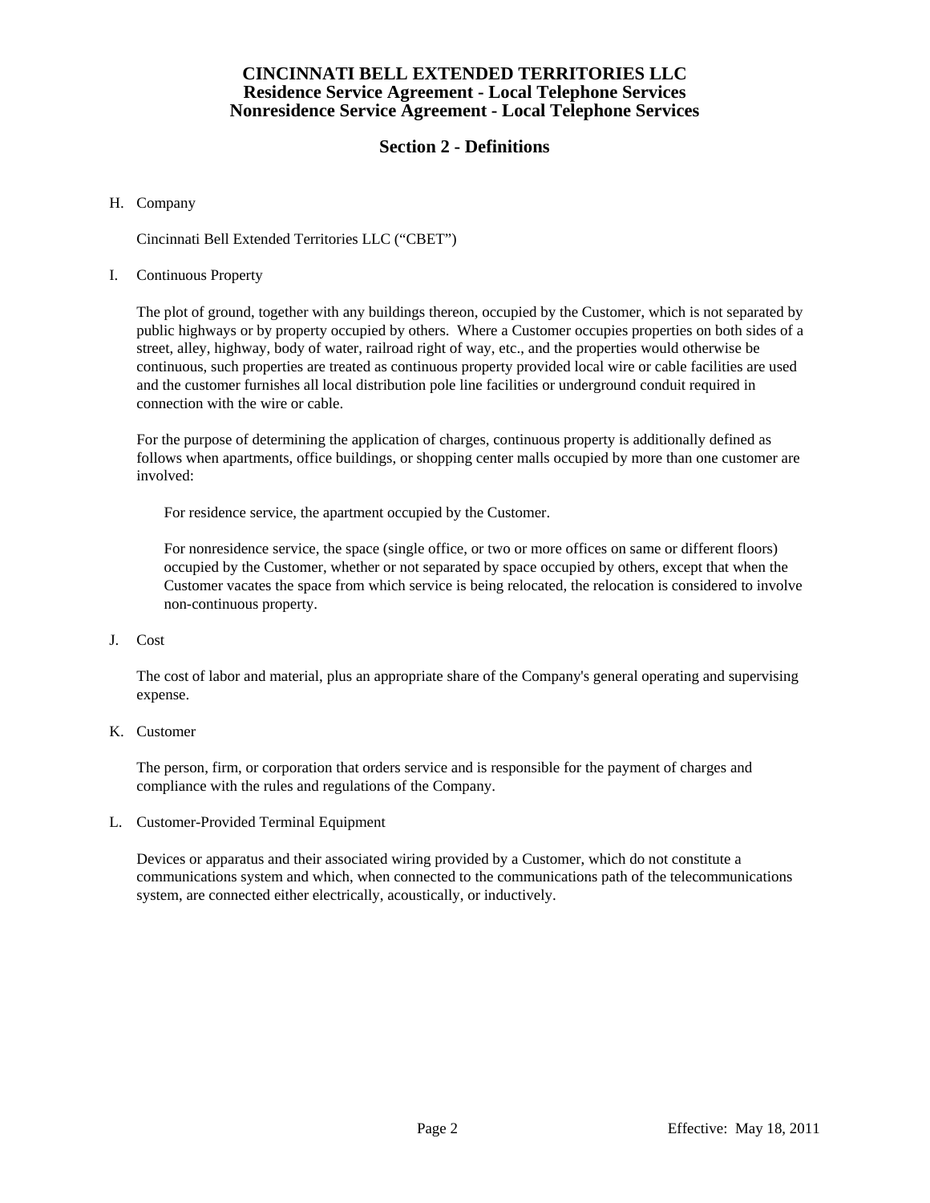# CINCINNATI BELL EXTENDED TERRITORIES LLC
## Residence Service Agreement - Local Telephone Services
## Nonresidence Service Agreement - Local Telephone Services

## Section 2 - Definitions

H. Company

Cincinnati Bell Extended Territories LLC ("CBET")

I. Continuous Property

The plot of ground, together with any buildings thereon, occupied by the Customer, which is not separated by public highways or by property occupied by others. Where a Customer occupies properties on both sides of a street, alley, highway, body of water, railroad right of way, etc., and the properties would otherwise be continuous, such properties are treated as continuous property provided local wire or cable facilities are used and the customer furnishes all local distribution pole line facilities or underground conduit required in connection with the wire or cable.

For the purpose of determining the application of charges, continuous property is additionally defined as follows when apartments, office buildings, or shopping center malls occupied by more than one customer are involved:

For residence service, the apartment occupied by the Customer.

For nonresidence service, the space (single office, or two or more offices on same or different floors) occupied by the Customer, whether or not separated by space occupied by others, except that when the Customer vacates the space from which service is being relocated, the relocation is considered to involve non-continuous property.

J. Cost

The cost of labor and material, plus an appropriate share of the Company's general operating and supervising expense.

K. Customer

The person, firm, or corporation that orders service and is responsible for the payment of charges and compliance with the rules and regulations of the Company.

L. Customer-Provided Terminal Equipment

Devices or apparatus and their associated wiring provided by a Customer, which do not constitute a communications system and which, when connected to the communications path of the telecommunications system, are connected either electrically, acoustically, or inductively.

Effective: May 18, 2011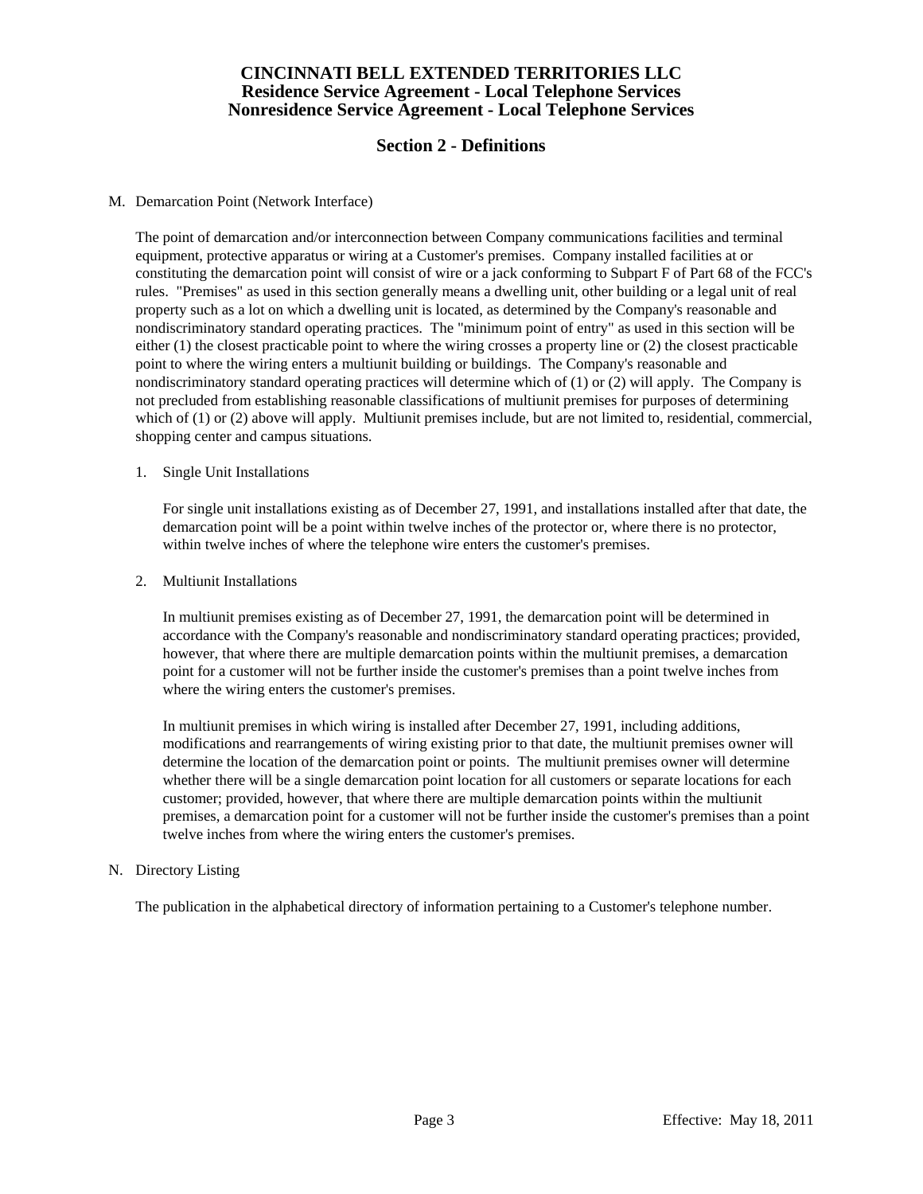**CINCINNATI BELL EXTENDED TERRITORIES LLC**
**Residence Service Agreement - Local Telephone Services**
**Nonresidence Service Agreement - Local Telephone Services**

## Section 2 - Definitions

M. Demarcation Point (Network Interface)

The point of demarcation and/or interconnection between Company communications facilities and terminal equipment, protective apparatus or wiring at a Customer's premises. Company installed facilities at or constituting the demarcation point will consist of wire or a jack conforming to Subpart F of Part 68 of the FCC's rules. "Premises" as used in this section generally means a dwelling unit, other building or a legal unit of real property such as a lot on which a dwelling unit is located, as determined by the Company's reasonable and nondiscriminatory standard operating practices. The "minimum point of entry" as used in this section will be either (1) the closest practicable point to where the wiring crosses a property line or (2) the closest practicable point to where the wiring enters a multiunit building or buildings. The Company's reasonable and nondiscriminatory standard operating practices will determine which of (1) or (2) will apply. The Company is not precluded from establishing reasonable classifications of multiunit premises for purposes of determining which of (1) or (2) above will apply. Multiunit premises include, but are not limited to, residential, commercial, shopping center and campus situations.

1. Single Unit Installations

   For single unit installations existing as of December 27, 1991, and installations installed after that date, the demarcation point will be a point within twelve inches of the protector or, where there is no protector, within twelve inches of where the telephone wire enters the customer's premises.

2. Multiunit Installations

   In multiunit premises existing as of December 27, 1991, the demarcation point will be determined in accordance with the Company's reasonable and nondiscriminatory standard operating practices; provided, however, that where there are multiple demarcation points within the multiunit premises, a demarcation point for a customer will not be further inside the customer's premises than a point twelve inches from where the wiring enters the customer's premises.

   In multiunit premises in which wiring is installed after December 27, 1991, including additions, modifications and rearrangements of wiring existing prior to that date, the multiunit premises owner will determine the location of the demarcation point or points. The multiunit premises owner will determine whether there will be a single demarcation point location for all customers or separate locations for each customer; provided, however, that where there are multiple demarcation points within the multiunit premises, a demarcation point for a customer will not be further inside the customer's premises than a point twelve inches from where the wiring enters the customer's premises.

N. Directory Listing

The publication in the alphabetical directory of information pertaining to a Customer's telephone number.

Effective: May 18, 2011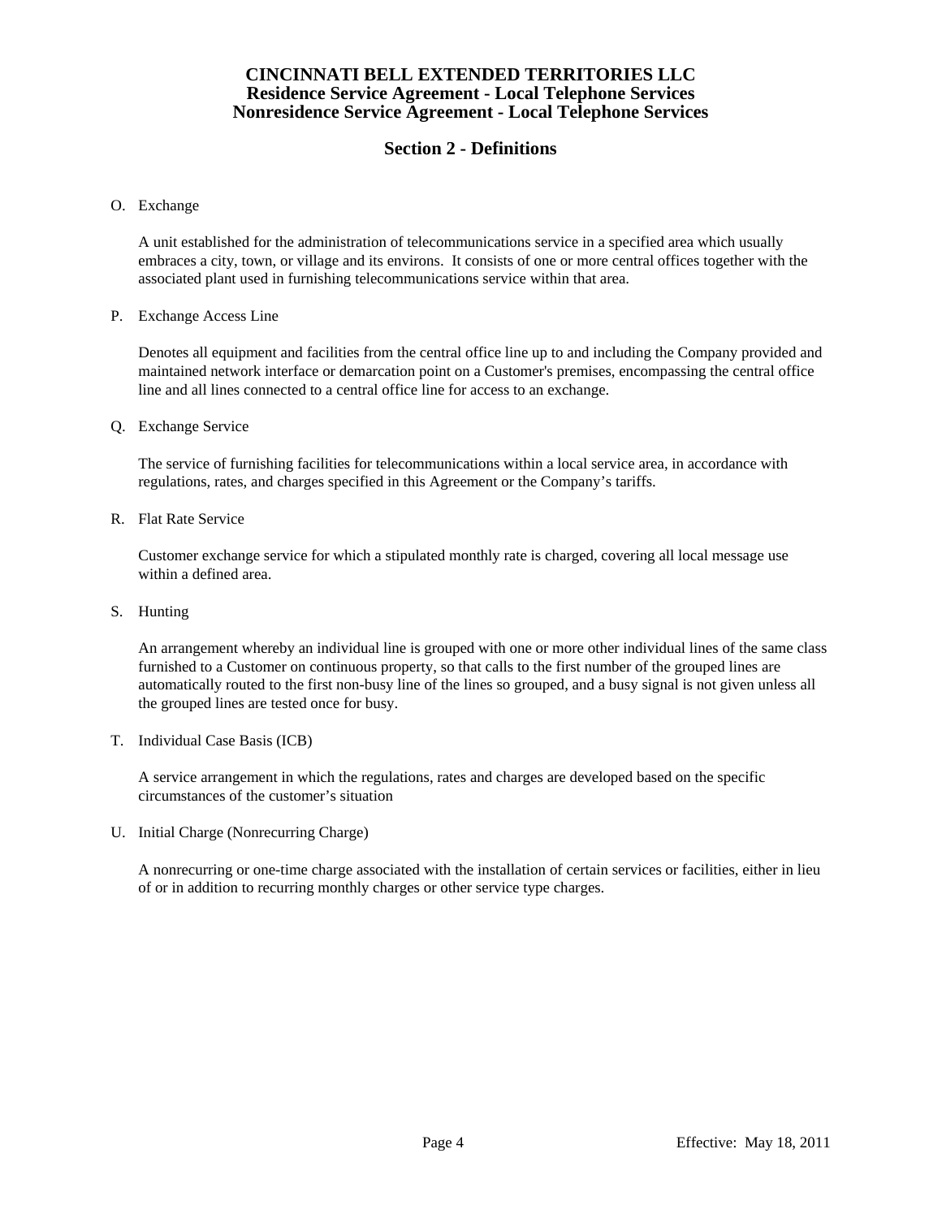# CINCINNATI BELL EXTENDED TERRITORIES LLC
# Residence Service Agreement - Local Telephone Services
# Nonresidence Service Agreement - Local Telephone Services

## Section 2 - Definitions

O. Exchange

A unit established for the administration of telecommunications service in a specified area which usually embraces a city, town, or village and its environs. It consists of one or more central offices together with the associated plant used in furnishing telecommunications service within that area.

P. Exchange Access Line

Denotes all equipment and facilities from the central office line up to and including the Company provided and maintained network interface or demarcation point on a Customer's premises, encompassing the central office line and all lines connected to a central office line for access to an exchange.

Q. Exchange Service

The service of furnishing facilities for telecommunications within a local service area, in accordance with regulations, rates, and charges specified in this Agreement or the Company's tariffs.

R. Flat Rate Service

Customer exchange service for which a stipulated monthly rate is charged, covering all local message use within a defined area.

S. Hunting

An arrangement whereby an individual line is grouped with one or more other individual lines of the same class furnished to a Customer on continuous property, so that calls to the first number of the grouped lines are automatically routed to the first non-busy line of the lines so grouped, and a busy signal is not given unless all the grouped lines are tested once for busy.

T. Individual Case Basis (ICB)

A service arrangement in which the regulations, rates and charges are developed based on the specific circumstances of the customer's situation

U. Initial Charge (Nonrecurring Charge)

A nonrecurring or one-time charge associated with the installation of certain services or facilities, either in lieu of or in addition to recurring monthly charges or other service type charges.

Effective: May 18, 2011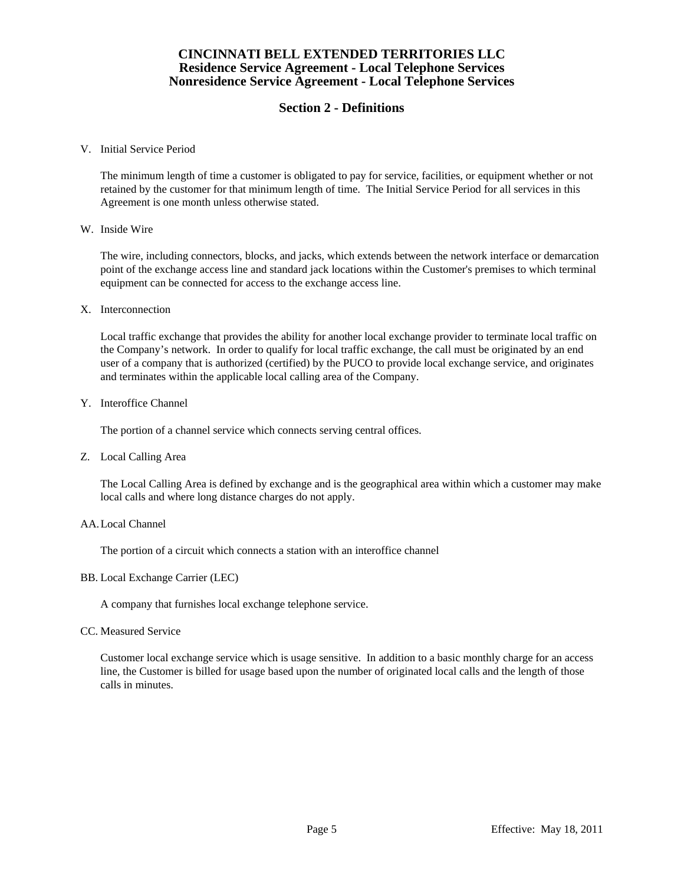# CINCINNATI BELL EXTENDED TERRITORIES LLC
## Residence Service Agreement - Local Telephone Services
## Nonresidence Service Agreement - Local Telephone Services

## Section 2 - Definitions

V. Initial Service Period

The minimum length of time a customer is obligated to pay for service, facilities, or equipment whether or not retained by the customer for that minimum length of time. The Initial Service Period for all services in this Agreement is one month unless otherwise stated.

W. Inside Wire

The wire, including connectors, blocks, and jacks, which extends between the network interface or demarcation point of the exchange access line and standard jack locations within the Customer's premises to which terminal equipment can be connected for access to the exchange access line.

X. Interconnection

Local traffic exchange that provides the ability for another local exchange provider to terminate local traffic on the Company's network. In order to qualify for local traffic exchange, the call must be originated by an end user of a company that is authorized (certified) by the PUCO to provide local exchange service, and originates and terminates within the applicable local calling area of the Company.

Y. Interoffice Channel

The portion of a channel service which connects serving central offices.

Z. Local Calling Area

The Local Calling Area is defined by exchange and is the geographical area within which a customer may make local calls and where long distance charges do not apply.

AA. Local Channel

The portion of a circuit which connects a station with an interoffice channel

BB. Local Exchange Carrier (LEC)

A company that furnishes local exchange telephone service.

CC. Measured Service

Customer local exchange service which is usage sensitive. In addition to a basic monthly charge for an access line, the Customer is billed for usage based upon the number of originated local calls and the length of those calls in minutes.

Effective: May 18, 2011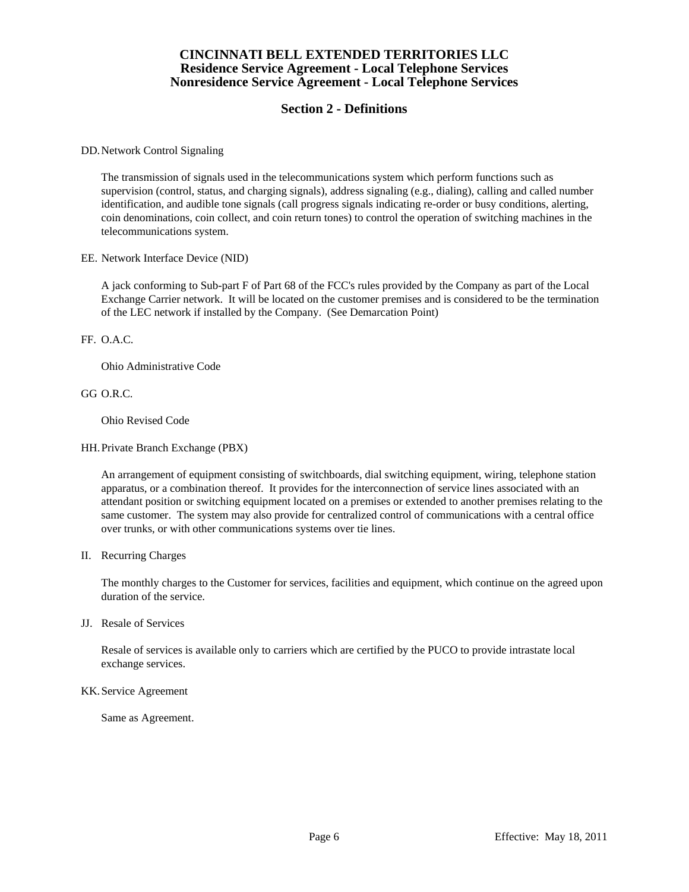**CINCINNATI BELL EXTENDED TERRITORIES LLC**
**Residence Service Agreement - Local Telephone Services**
**Nonresidence Service Agreement - Local Telephone Services**

## Section 2 - Definitions

DD. Network Control Signaling

The transmission of signals used in the telecommunications system which perform functions such as supervision (control, status, and charging signals), address signaling (e.g., dialing), calling and called number identification, and audible tone signals (call progress signals indicating re-order or busy conditions, alerting, coin denominations, coin collect, and coin return tones) to control the operation of switching machines in the telecommunications system.

EE. Network Interface Device (NID)

A jack conforming to Sub-part F of Part 68 of the FCC's rules provided by the Company as part of the Local Exchange Carrier network. It will be located on the customer premises and is considered to be the termination of the LEC network if installed by the Company. (See Demarcation Point)

FF. O.A.C.

Ohio Administrative Code

GG O.R.C.

Ohio Revised Code

HH. Private Branch Exchange (PBX)

An arrangement of equipment consisting of switchboards, dial switching equipment, wiring, telephone station apparatus, or a combination thereof. It provides for the interconnection of service lines associated with an attendant position or switching equipment located on a premises or extended to another premises relating to the same customer. The system may also provide for centralized control of communications with a central office over trunks, or with other communications systems over tie lines.

II. Recurring Charges

The monthly charges to the Customer for services, facilities and equipment, which continue on the agreed upon duration of the service.

JJ. Resale of Services

Resale of services is available only to carriers which are certified by the PUCO to provide intrastate local exchange services.

KK. Service Agreement

Same as Agreement.

Effective: May 18, 2011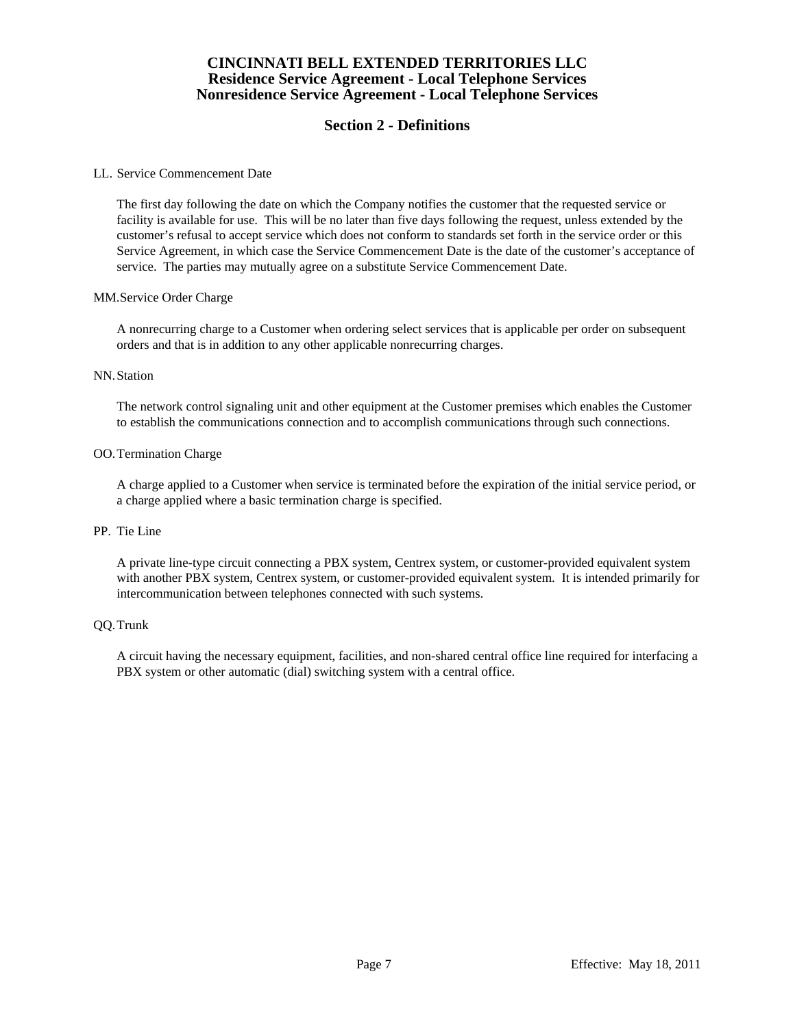# CINCINNATI BELL EXTENDED TERRITORIES LLC
## Residence Service Agreement - Local Telephone Services
## Nonresidence Service Agreement - Local Telephone Services

## Section 2 - Definitions

LL. Service Commencement Date

The first day following the date on which the Company notifies the customer that the requested service or facility is available for use. This will be no later than five days following the request, unless extended by the customer's refusal to accept service which does not conform to standards set forth in the service order or this Service Agreement, in which case the Service Commencement Date is the date of the customer's acceptance of service. The parties may mutually agree on a substitute Service Commencement Date.

MM. Service Order Charge

A nonrecurring charge to a Customer when ordering select services that is applicable per order on subsequent orders and that is in addition to any other applicable nonrecurring charges.

NN. Station

The network control signaling unit and other equipment at the Customer premises which enables the Customer to establish the communications connection and to accomplish communications through such connections.

OO. Termination Charge

A charge applied to a Customer when service is terminated before the expiration of the initial service period, or a charge applied where a basic termination charge is specified.

PP. Tie Line

A private line-type circuit connecting a PBX system, Centrex system, or customer-provided equivalent system with another PBX system, Centrex system, or customer-provided equivalent system. It is intended primarily for intercommunication between telephones connected with such systems.

QQ. Trunk

A circuit having the necessary equipment, facilities, and non-shared central office line required for interfacing a PBX system or other automatic (dial) switching system with a central office.

Effective: May 18, 2011